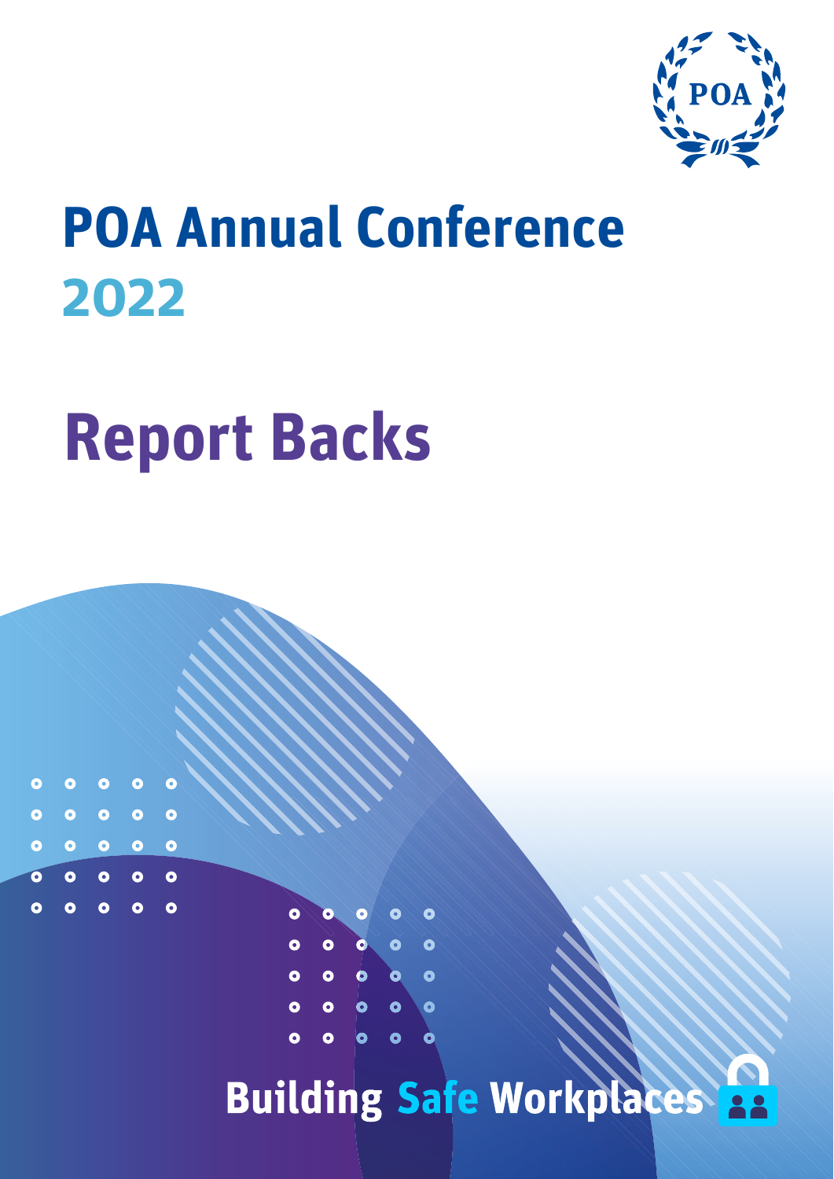POA

# POA Annual Conference 2022

# Report Backs

Building Safe Workplaces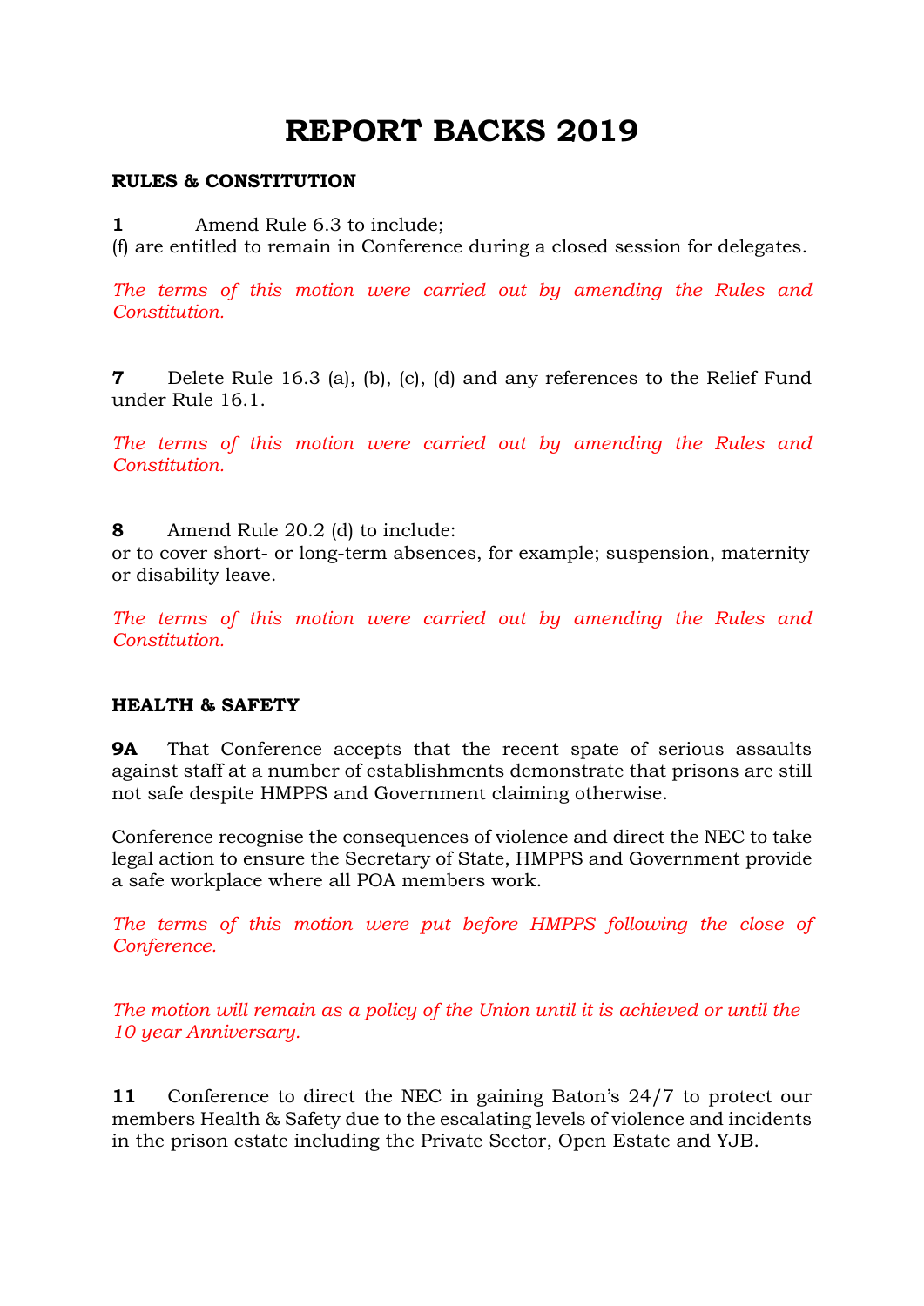# REPORT BACKS 2019

**RULES & CONSTITUTION**

**1** Amend Rule 6.3 to include;
(f) are entitled to remain in Conference during a closed session for delegates.

*The terms of this motion were carried out by amending the Rules and Constitution.*

**7** Delete Rule 16.3 (a), (b), (c), (d) and any references to the Relief Fund under Rule 16.1.

*The terms of this motion were carried out by amending the Rules and Constitution.*

**8** Amend Rule 20.2 (d) to include:
or to cover short- or long-term absences, for example; suspension, maternity or disability leave.

*The terms of this motion were carried out by amending the Rules and Constitution.*

**HEALTH & SAFETY**

**9A** That Conference accepts that the recent spate of serious assaults against staff at a number of establishments demonstrate that prisons are still not safe despite HMPPS and Government claiming otherwise.

Conference recognise the consequences of violence and direct the NEC to take legal action to ensure the Secretary of State, HMPPS and Government provide a safe workplace where all POA members work.

*The terms of this motion were put before HMPPS following the close of Conference.*

*The motion will remain as a policy of the Union until it is achieved or until the 10 year Anniversary.*

**11** Conference to direct the NEC in gaining Baton's 24/7 to protect our members Health & Safety due to the escalating levels of violence and incidents in the prison estate including the Private Sector, Open Estate and YJB.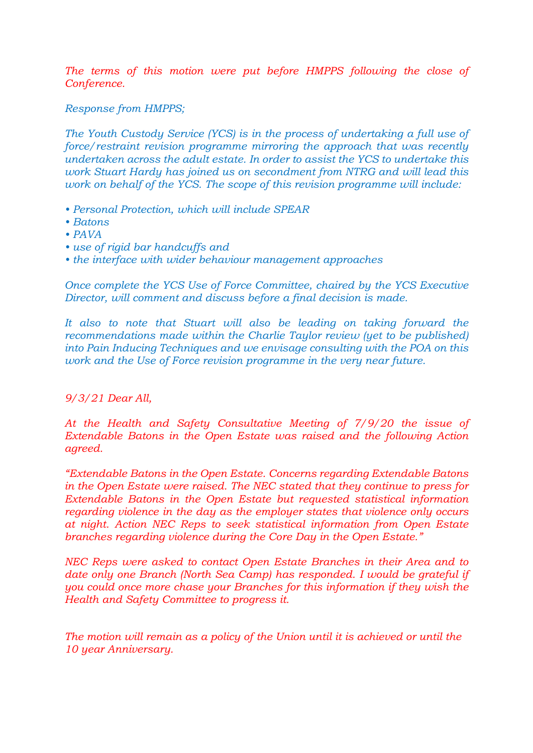*The terms of this motion were put before HMPPS following the close of Conference.*

*Response from HMPPS;*

*The Youth Custody Service (YCS) is in the process of undertaking a full use of force/restraint revision programme mirroring the approach that was recently undertaken across the adult estate. In order to assist the YCS to undertake this work Stuart Hardy has joined us on secondment from NTRG and will lead this work on behalf of the YCS. The scope of this revision programme will include:*

- *Personal Protection, which will include SPEAR*
- *Batons*
- *PAVA*
- *use of rigid bar handcuffs and*
- *the interface with wider behaviour management approaches*

*Once complete the YCS Use of Force Committee, chaired by the YCS Executive Director, will comment and discuss before a final decision is made.*

*It also to note that Stuart will also be leading on taking forward the recommendations made within the Charlie Taylor review (yet to be published) into Pain Inducing Techniques and we envisage consulting with the POA on this work and the Use of Force revision programme in the very near future.*

*9/3/21 Dear All,*

*At the Health and Safety Consultative Meeting of 7/9/20 the issue of Extendable Batons in the Open Estate was raised and the following Action agreed.*

*"Extendable Batons in the Open Estate. Concerns regarding Extendable Batons in the Open Estate were raised. The NEC stated that they continue to press for Extendable Batons in the Open Estate but requested statistical information regarding violence in the day as the employer states that violence only occurs at night. Action NEC Reps to seek statistical information from Open Estate branches regarding violence during the Core Day in the Open Estate."*

*NEC Reps were asked to contact Open Estate Branches in their Area and to date only one Branch (North Sea Camp) has responded. I would be grateful if you could once more chase your Branches for this information if they wish the Health and Safety Committee to progress it.*

*The motion will remain as a policy of the Union until it is achieved or until the 10 year Anniversary.*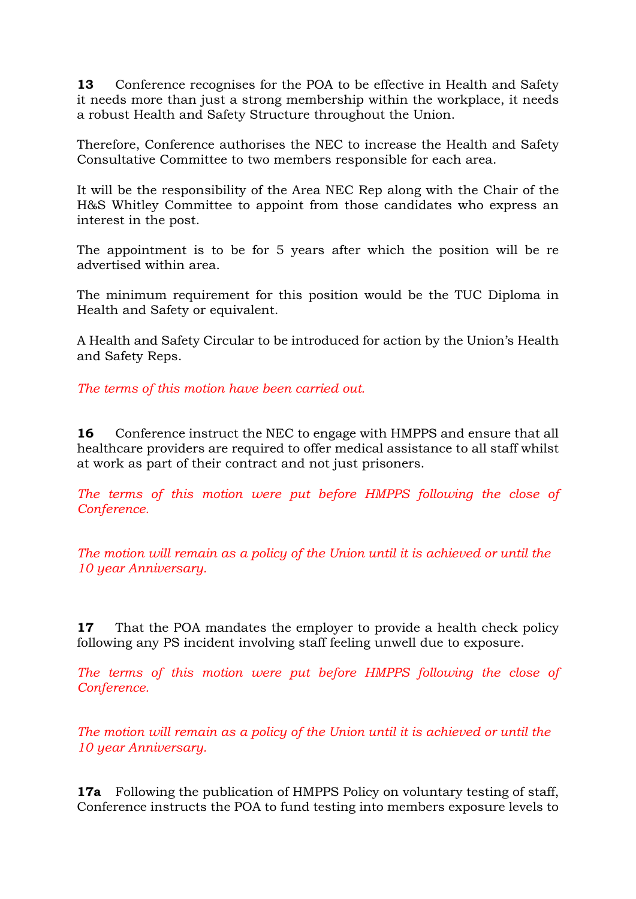**13** Conference recognises for the POA to be effective in Health and Safety it needs more than just a strong membership within the workplace, it needs a robust Health and Safety Structure throughout the Union.

Therefore, Conference authorises the NEC to increase the Health and Safety Consultative Committee to two members responsible for each area.

It will be the responsibility of the Area NEC Rep along with the Chair of the H&S Whitley Committee to appoint from those candidates who express an interest in the post.

The appointment is to be for 5 years after which the position will be re advertised within area.

The minimum requirement for this position would be the TUC Diploma in Health and Safety or equivalent.

A Health and Safety Circular to be introduced for action by the Union's Health and Safety Reps.

*The terms of this motion have been carried out.*

**16** Conference instruct the NEC to engage with HMPPS and ensure that all healthcare providers are required to offer medical assistance to all staff whilst at work as part of their contract and not just prisoners.

*The terms of this motion were put before HMPPS following the close of Conference.*

*The motion will remain as a policy of the Union until it is achieved or until the 10 year Anniversary.*

**17** That the POA mandates the employer to provide a health check policy following any PS incident involving staff feeling unwell due to exposure.

*The terms of this motion were put before HMPPS following the close of Conference.*

*The motion will remain as a policy of the Union until it is achieved or until the 10 year Anniversary.*

**17a** Following the publication of HMPPS Policy on voluntary testing of staff, Conference instructs the POA to fund testing into members exposure levels to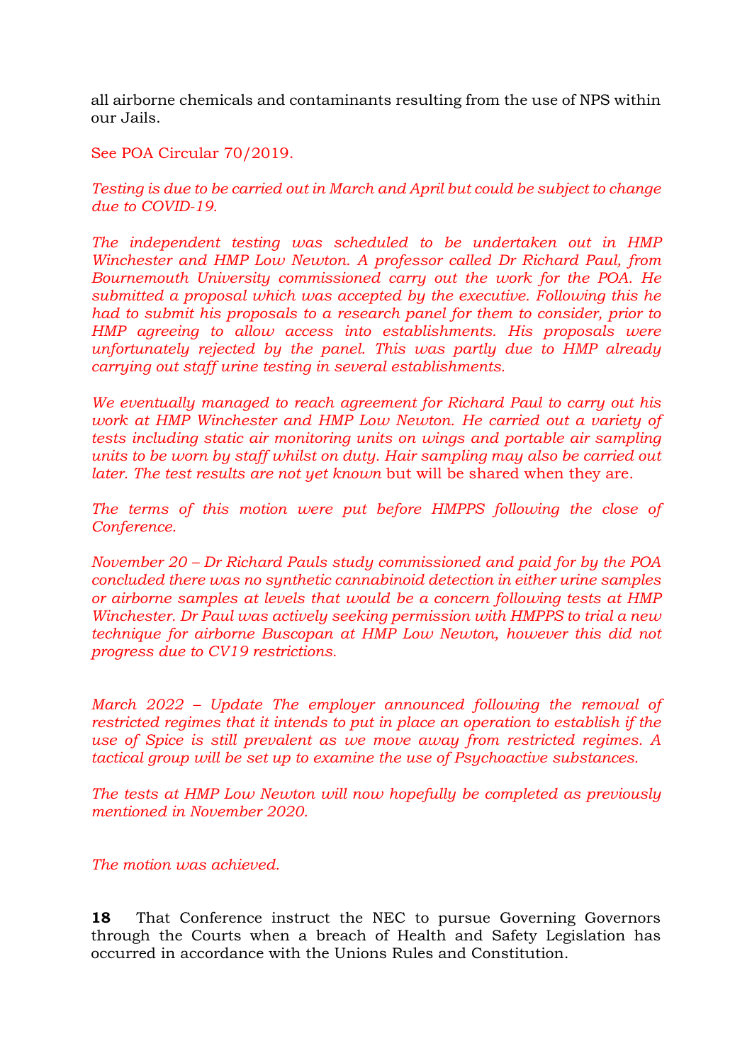all airborne chemicals and contaminants resulting from the use of NPS within our Jails.

See POA Circular 70/2019.

*Testing is due to be carried out in March and April but could be subject to change due to COVID-19.*

*The independent testing was scheduled to be undertaken out in HMP Winchester and HMP Low Newton. A professor called Dr Richard Paul, from Bournemouth University commissioned carry out the work for the POA. He submitted a proposal which was accepted by the executive. Following this he had to submit his proposals to a research panel for them to consider, prior to HMP agreeing to allow access into establishments. His proposals were unfortunately rejected by the panel. This was partly due to HMP already carrying out staff urine testing in several establishments.*

*We eventually managed to reach agreement for Richard Paul to carry out his work at HMP Winchester and HMP Low Newton. He carried out a variety of tests including static air monitoring units on wings and portable air sampling units to be worn by staff whilst on duty. Hair sampling may also be carried out later. The test results are not yet known* but will be shared when they are.

*The terms of this motion were put before HMPPS following the close of Conference.*

*November 20 – Dr Richard Pauls study commissioned and paid for by the POA concluded there was no synthetic cannabinoid detection in either urine samples or airborne samples at levels that would be a concern following tests at HMP Winchester. Dr Paul was actively seeking permission with HMPPS to trial a new technique for airborne Buscopan at HMP Low Newton, however this did not progress due to CV19 restrictions.*

*March 2022 – Update The employer announced following the removal of restricted regimes that it intends to put in place an operation to establish if the use of Spice is still prevalent as we move away from restricted regimes. A tactical group will be set up to examine the use of Psychoactive substances.*

*The tests at HMP Low Newton will now hopefully be completed as previously mentioned in November 2020.*

*The motion was achieved.*

**18** That Conference instruct the NEC to pursue Governing Governors through the Courts when a breach of Health and Safety Legislation has occurred in accordance with the Unions Rules and Constitution.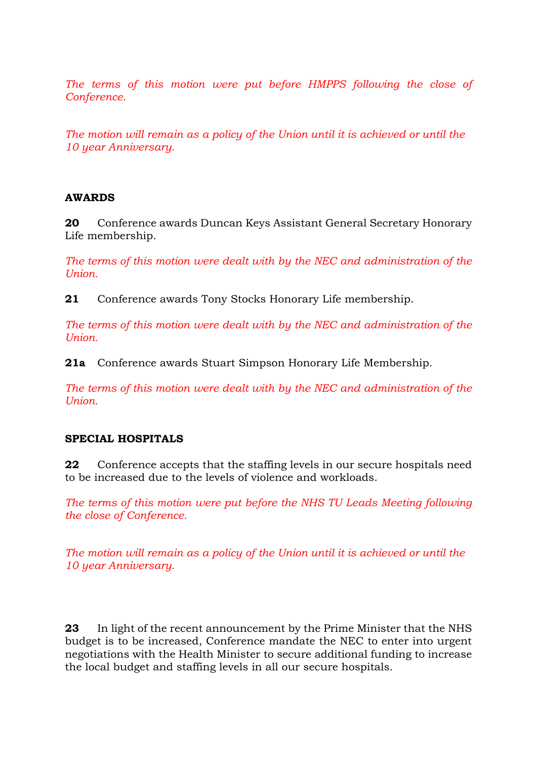*The terms of this motion were put before HMPPS following the close of Conference.*

*The motion will remain as a policy of the Union until it is achieved or until the 10 year Anniversary.*

**AWARDS**

**20** Conference awards Duncan Keys Assistant General Secretary Honorary Life membership.

*The terms of this motion were dealt with by the NEC and administration of the Union.*

**21** Conference awards Tony Stocks Honorary Life membership.

*The terms of this motion were dealt with by the NEC and administration of the Union.*

**21a** Conference awards Stuart Simpson Honorary Life Membership.

*The terms of this motion were dealt with by the NEC and administration of the Union.*

**SPECIAL HOSPITALS**

**22** Conference accepts that the staffing levels in our secure hospitals need to be increased due to the levels of violence and workloads.

*The terms of this motion were put before the NHS TU Leads Meeting following the close of Conference.*

*The motion will remain as a policy of the Union until it is achieved or until the 10 year Anniversary.*

**23** In light of the recent announcement by the Prime Minister that the NHS budget is to be increased, Conference mandate the NEC to enter into urgent negotiations with the Health Minister to secure additional funding to increase the local budget and staffing levels in all our secure hospitals.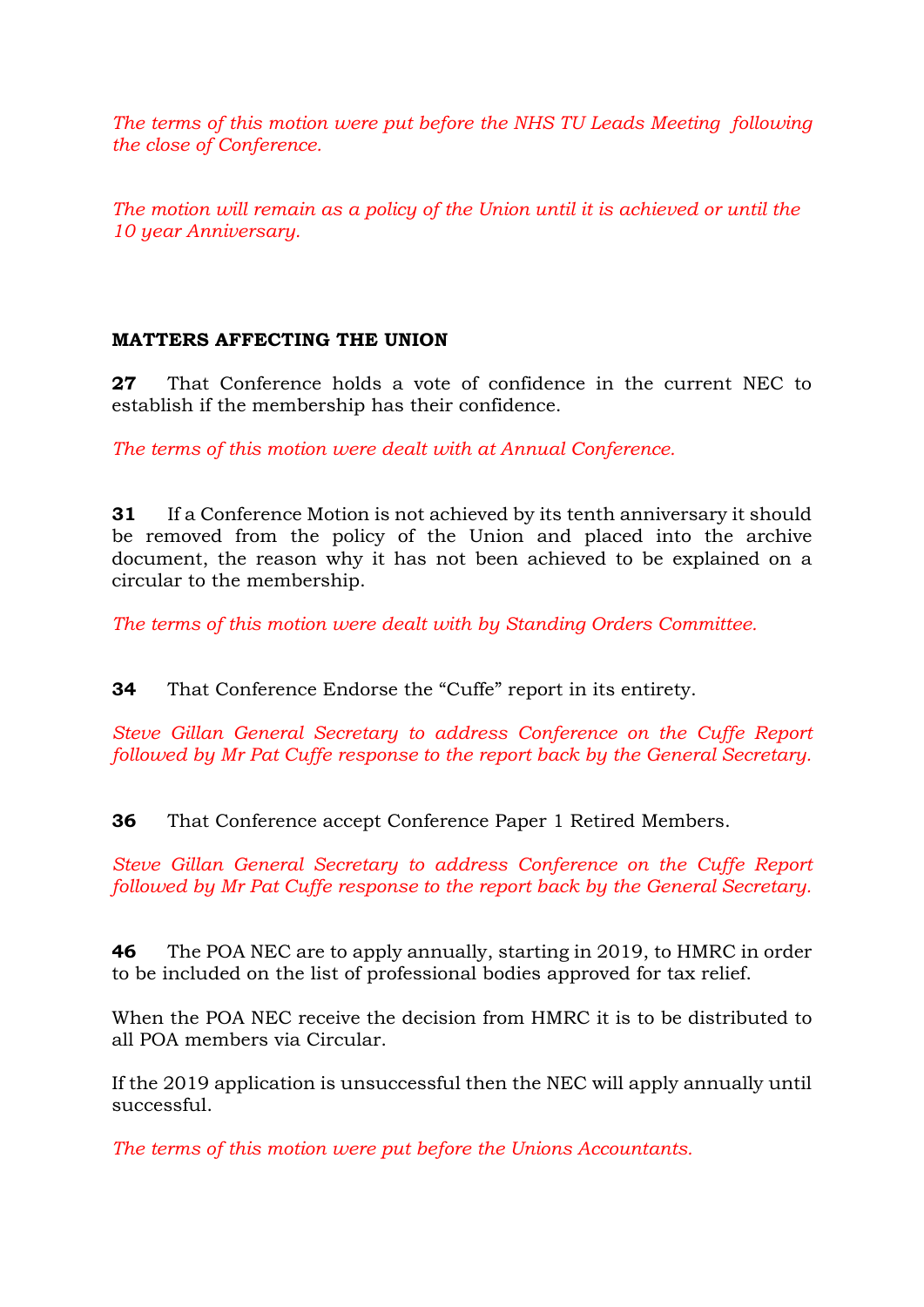*The terms of this motion were put before the NHS TU Leads Meeting following the close of Conference.*

*The motion will remain as a policy of the Union until it is achieved or until the 10 year Anniversary.*

**MATTERS AFFECTING THE UNION**

**27** That Conference holds a vote of confidence in the current NEC to establish if the membership has their confidence.

*The terms of this motion were dealt with at Annual Conference.*

**31** If a Conference Motion is not achieved by its tenth anniversary it should be removed from the policy of the Union and placed into the archive document, the reason why it has not been achieved to be explained on a circular to the membership.

*The terms of this motion were dealt with by Standing Orders Committee.*

**34** That Conference Endorse the "Cuffe" report in its entirety.

*Steve Gillan General Secretary to address Conference on the Cuffe Report followed by Mr Pat Cuffe response to the report back by the General Secretary.*

**36** That Conference accept Conference Paper 1 Retired Members.

*Steve Gillan General Secretary to address Conference on the Cuffe Report followed by Mr Pat Cuffe response to the report back by the General Secretary.*

**46** The POA NEC are to apply annually, starting in 2019, to HMRC in order to be included on the list of professional bodies approved for tax relief.

When the POA NEC receive the decision from HMRC it is to be distributed to all POA members via Circular.

If the 2019 application is unsuccessful then the NEC will apply annually until successful.

*The terms of this motion were put before the Unions Accountants.*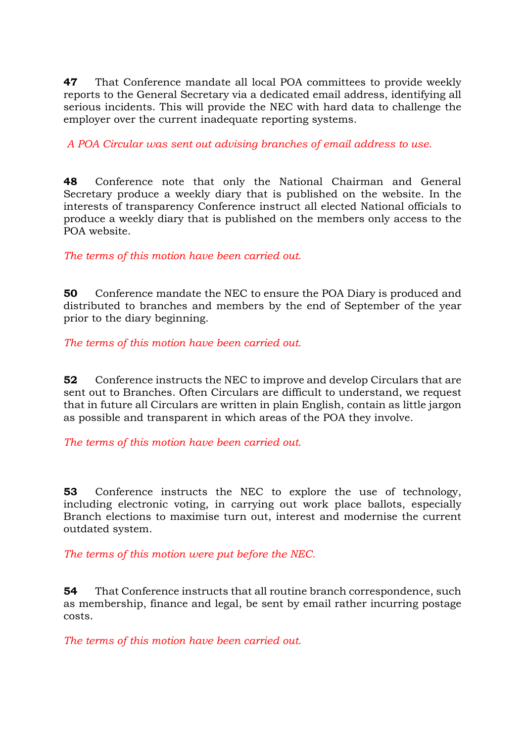**47** That Conference mandate all local POA committees to provide weekly reports to the General Secretary via a dedicated email address, identifying all serious incidents. This will provide the NEC with hard data to challenge the employer over the current inadequate reporting systems.

*A POA Circular was sent out advising branches of email address to use.*

**48** Conference note that only the National Chairman and General Secretary produce a weekly diary that is published on the website. In the interests of transparency Conference instruct all elected National officials to produce a weekly diary that is published on the members only access to the POA website.

*The terms of this motion have been carried out.*

**50** Conference mandate the NEC to ensure the POA Diary is produced and distributed to branches and members by the end of September of the year prior to the diary beginning.

*The terms of this motion have been carried out.*

**52** Conference instructs the NEC to improve and develop Circulars that are sent out to Branches. Often Circulars are difficult to understand, we request that in future all Circulars are written in plain English, contain as little jargon as possible and transparent in which areas of the POA they involve.

*The terms of this motion have been carried out.*

**53** Conference instructs the NEC to explore the use of technology, including electronic voting, in carrying out work place ballots, especially Branch elections to maximise turn out, interest and modernise the current outdated system.

*The terms of this motion were put before the NEC.*

**54** That Conference instructs that all routine branch correspondence, such as membership, finance and legal, be sent by email rather incurring postage costs.

*The terms of this motion have been carried out.*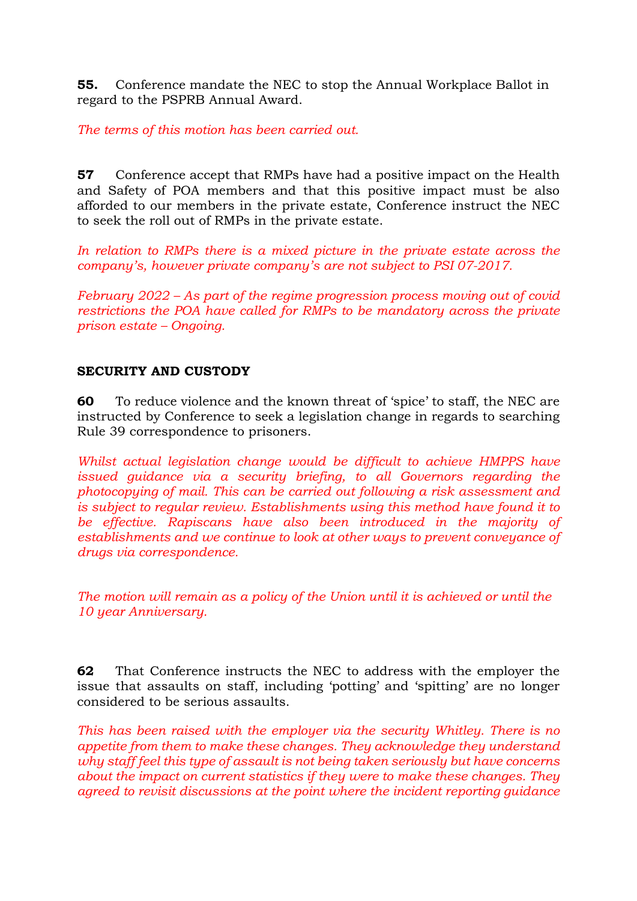**55.** Conference mandate the NEC to stop the Annual Workplace Ballot in regard to the PSPRB Annual Award.

*The terms of this motion has been carried out.*

**57** Conference accept that RMPs have had a positive impact on the Health and Safety of POA members and that this positive impact must be also afforded to our members in the private estate, Conference instruct the NEC to seek the roll out of RMPs in the private estate.

*In relation to RMPs there is a mixed picture in the private estate across the company's, however private company's are not subject to PSI 07-2017.*

*February 2022 – As part of the regime progression process moving out of covid restrictions the POA have called for RMPs to be mandatory across the private prison estate – Ongoing.*

## SECURITY AND CUSTODY

**60** To reduce violence and the known threat of 'spice' to staff, the NEC are instructed by Conference to seek a legislation change in regards to searching Rule 39 correspondence to prisoners.

*Whilst actual legislation change would be difficult to achieve HMPPS have issued guidance via a security briefing, to all Governors regarding the photocopying of mail. This can be carried out following a risk assessment and is subject to regular review. Establishments using this method have found it to be effective. Rapiscans have also been introduced in the majority of establishments and we continue to look at other ways to prevent conveyance of drugs via correspondence.*

*The motion will remain as a policy of the Union until it is achieved or until the 10 year Anniversary.*

**62** That Conference instructs the NEC to address with the employer the issue that assaults on staff, including 'potting' and 'spitting' are no longer considered to be serious assaults.

*This has been raised with the employer via the security Whitley. There is no appetite from them to make these changes. They acknowledge they understand why staff feel this type of assault is not being taken seriously but have concerns about the impact on current statistics if they were to make these changes. They agreed to revisit discussions at the point where the incident reporting guidance*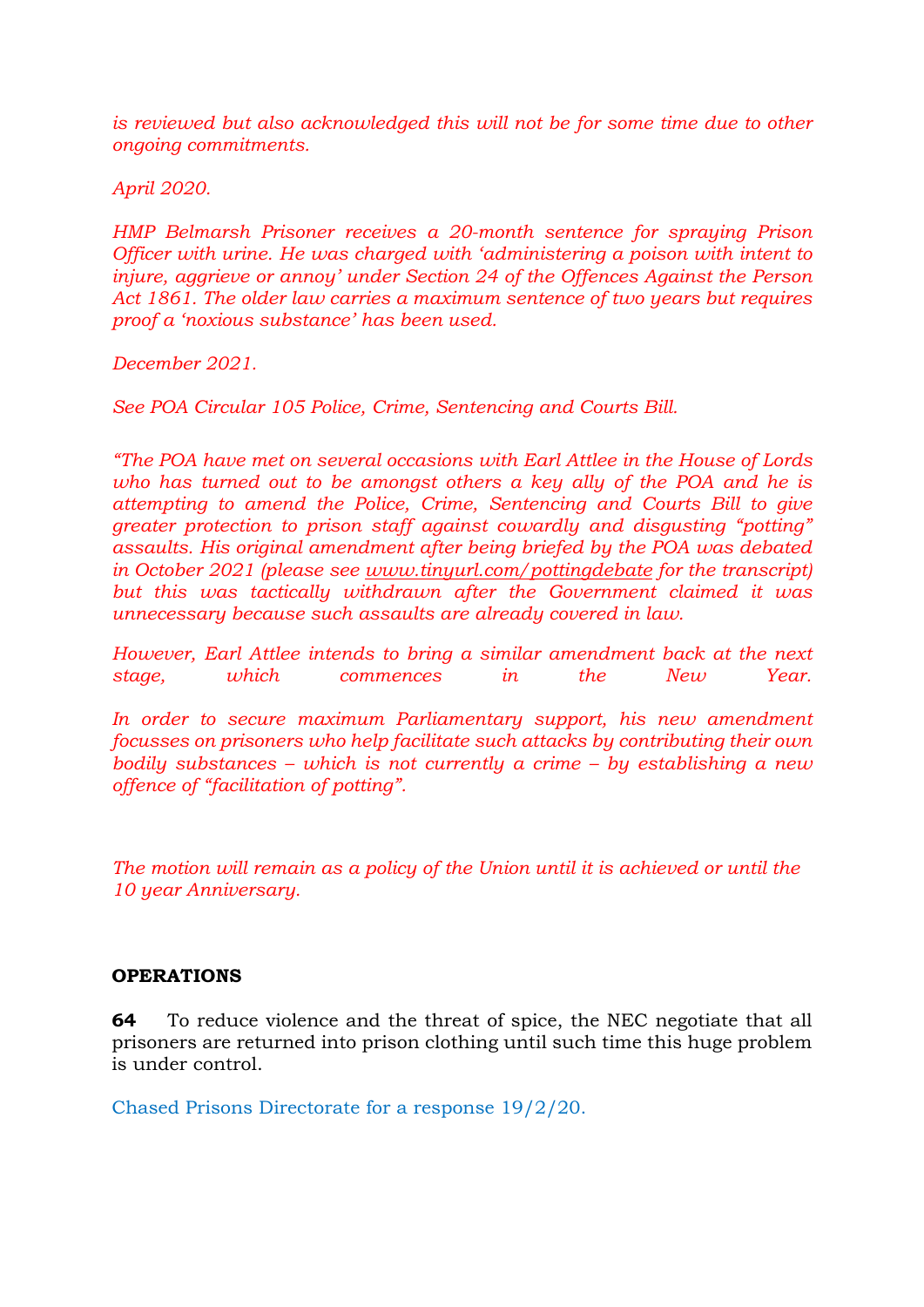*is reviewed but also acknowledged this will not be for some time due to other ongoing commitments.*

*April 2020.*

*HMP Belmarsh Prisoner receives a 20-month sentence for spraying Prison Officer with urine. He was charged with 'administering a poison with intent to injure, aggrieve or annoy' under Section 24 of the Offences Against the Person Act 1861. The older law carries a maximum sentence of two years but requires proof a 'noxious substance' has been used.*

*December 2021.*

*See POA Circular 105 Police, Crime, Sentencing and Courts Bill.*

*"The POA have met on several occasions with Earl Attlee in the House of Lords who has turned out to be amongst others a key ally of the POA and he is attempting to amend the Police, Crime, Sentencing and Courts Bill to give greater protection to prison staff against cowardly and disgusting "potting" assaults. His original amendment after being briefed by the POA was debated in October 2021 (please see www.tinyurl.com/pottingdebate for the transcript) but this was tactically withdrawn after the Government claimed it was unnecessary because such assaults are already covered in law.*

*However, Earl Attlee intends to bring a similar amendment back at the next stage, which commences in the New Year.*

*In order to secure maximum Parliamentary support, his new amendment focusses on prisoners who help facilitate such attacks by contributing their own bodily substances – which is not currently a crime – by establishing a new offence of "facilitation of potting".*

*The motion will remain as a policy of the Union until it is achieved or until the 10 year Anniversary.*

**OPERATIONS**

**64** To reduce violence and the threat of spice, the NEC negotiate that all prisoners are returned into prison clothing until such time this huge problem is under control.

Chased Prisons Directorate for a response 19/2/20.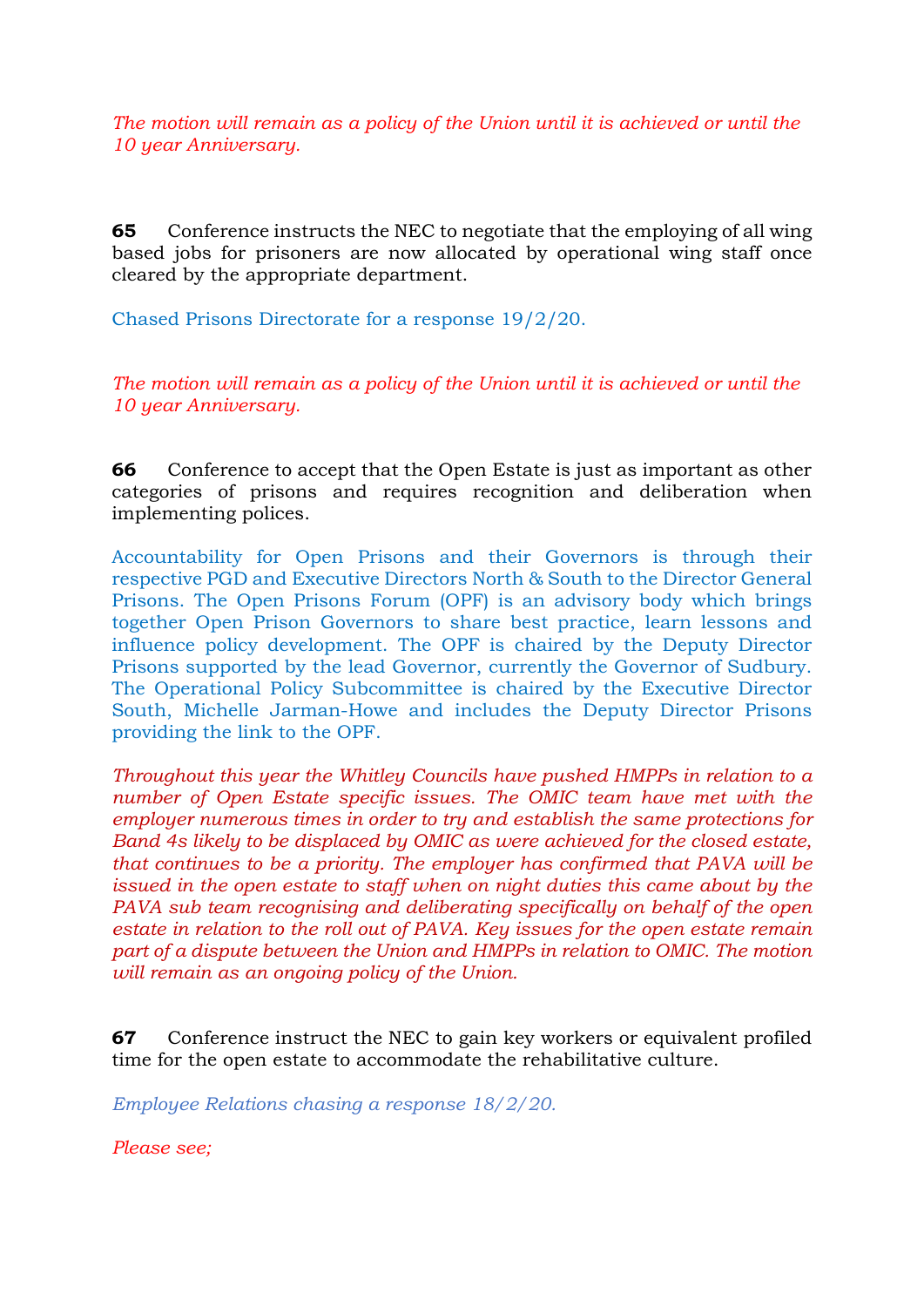*The motion will remain as a policy of the Union until it is achieved or until the 10 year Anniversary.*

**65** Conference instructs the NEC to negotiate that the employing of all wing based jobs for prisoners are now allocated by operational wing staff once cleared by the appropriate department.

Chased Prisons Directorate for a response 19/2/20.

*The motion will remain as a policy of the Union until it is achieved or until the 10 year Anniversary.*

**66** Conference to accept that the Open Estate is just as important as other categories of prisons and requires recognition and deliberation when implementing polices.

Accountability for Open Prisons and their Governors is through their respective PGD and Executive Directors North & South to the Director General Prisons. The Open Prisons Forum (OPF) is an advisory body which brings together Open Prison Governors to share best practice, learn lessons and influence policy development. The OPF is chaired by the Deputy Director Prisons supported by the lead Governor, currently the Governor of Sudbury. The Operational Policy Subcommittee is chaired by the Executive Director South, Michelle Jarman-Howe and includes the Deputy Director Prisons providing the link to the OPF.

*Throughout this year the Whitley Councils have pushed HMPPs in relation to a number of Open Estate specific issues. The OMIC team have met with the employer numerous times in order to try and establish the same protections for Band 4s likely to be displaced by OMIC as were achieved for the closed estate, that continues to be a priority. The employer has confirmed that PAVA will be issued in the open estate to staff when on night duties this came about by the PAVA sub team recognising and deliberating specifically on behalf of the open estate in relation to the roll out of PAVA. Key issues for the open estate remain part of a dispute between the Union and HMPPs in relation to OMIC. The motion will remain as an ongoing policy of the Union.*

**67** Conference instruct the NEC to gain key workers or equivalent profiled time for the open estate to accommodate the rehabilitative culture.

*Employee Relations chasing a response 18/2/20.*

*Please see;*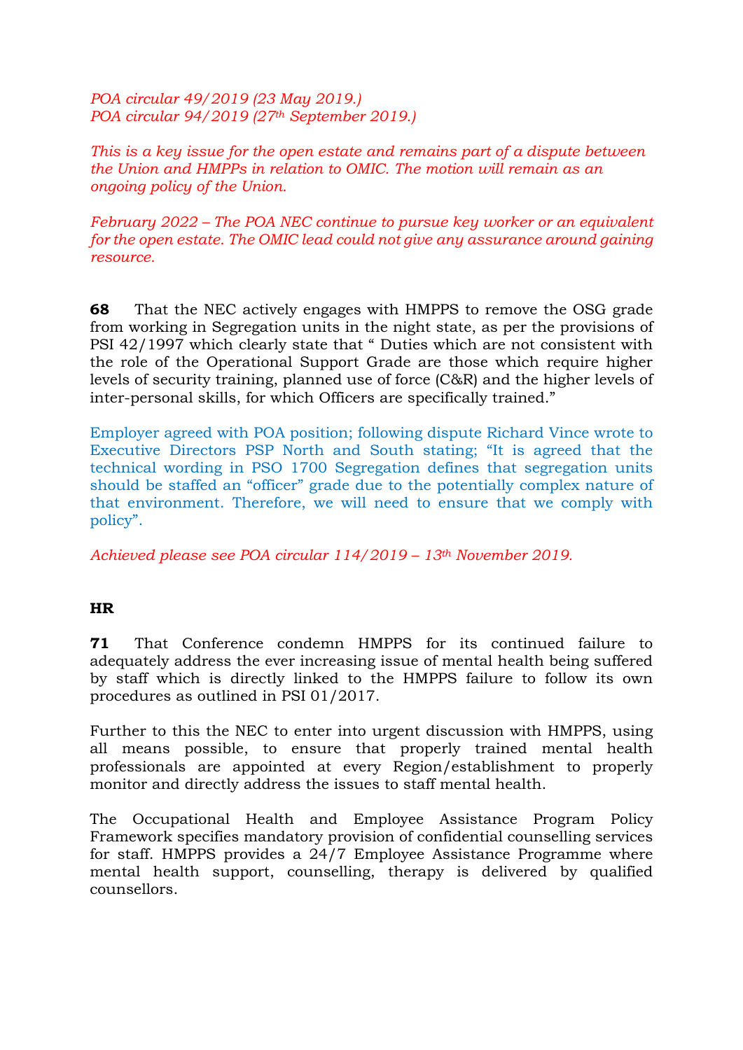*POA circular 49/2019 (23 May 2019.)*
*POA circular 94/2019 (27th September 2019.)*

*This is a key issue for the open estate and remains part of a dispute between the Union and HMPPs in relation to OMIC. The motion will remain as an ongoing policy of the Union.*

*February 2022 – The POA NEC continue to pursue key worker or an equivalent for the open estate. The OMIC lead could not give any assurance around gaining resource.*

**68** That the NEC actively engages with HMPPS to remove the OSG grade from working in Segregation units in the night state, as per the provisions of PSI 42/1997 which clearly state that " Duties which are not consistent with the role of the Operational Support Grade are those which require higher levels of security training, planned use of force (C&R) and the higher levels of inter-personal skills, for which Officers are specifically trained."

Employer agreed with POA position; following dispute Richard Vince wrote to Executive Directors PSP North and South stating; "It is agreed that the technical wording in PSO 1700 Segregation defines that segregation units should be staffed an "officer" grade due to the potentially complex nature of that environment. Therefore, we will need to ensure that we comply with policy".

*Achieved please see POA circular 114/2019 – 13th November 2019.*

## HR

**71** That Conference condemn HMPPS for its continued failure to adequately address the ever increasing issue of mental health being suffered by staff which is directly linked to the HMPPS failure to follow its own procedures as outlined in PSI 01/2017.

Further to this the NEC to enter into urgent discussion with HMPPS, using all means possible, to ensure that properly trained mental health professionals are appointed at every Region/establishment to properly monitor and directly address the issues to staff mental health.

The Occupational Health and Employee Assistance Program Policy Framework specifies mandatory provision of confidential counselling services for staff. HMPPS provides a 24/7 Employee Assistance Programme where mental health support, counselling, therapy is delivered by qualified counsellors.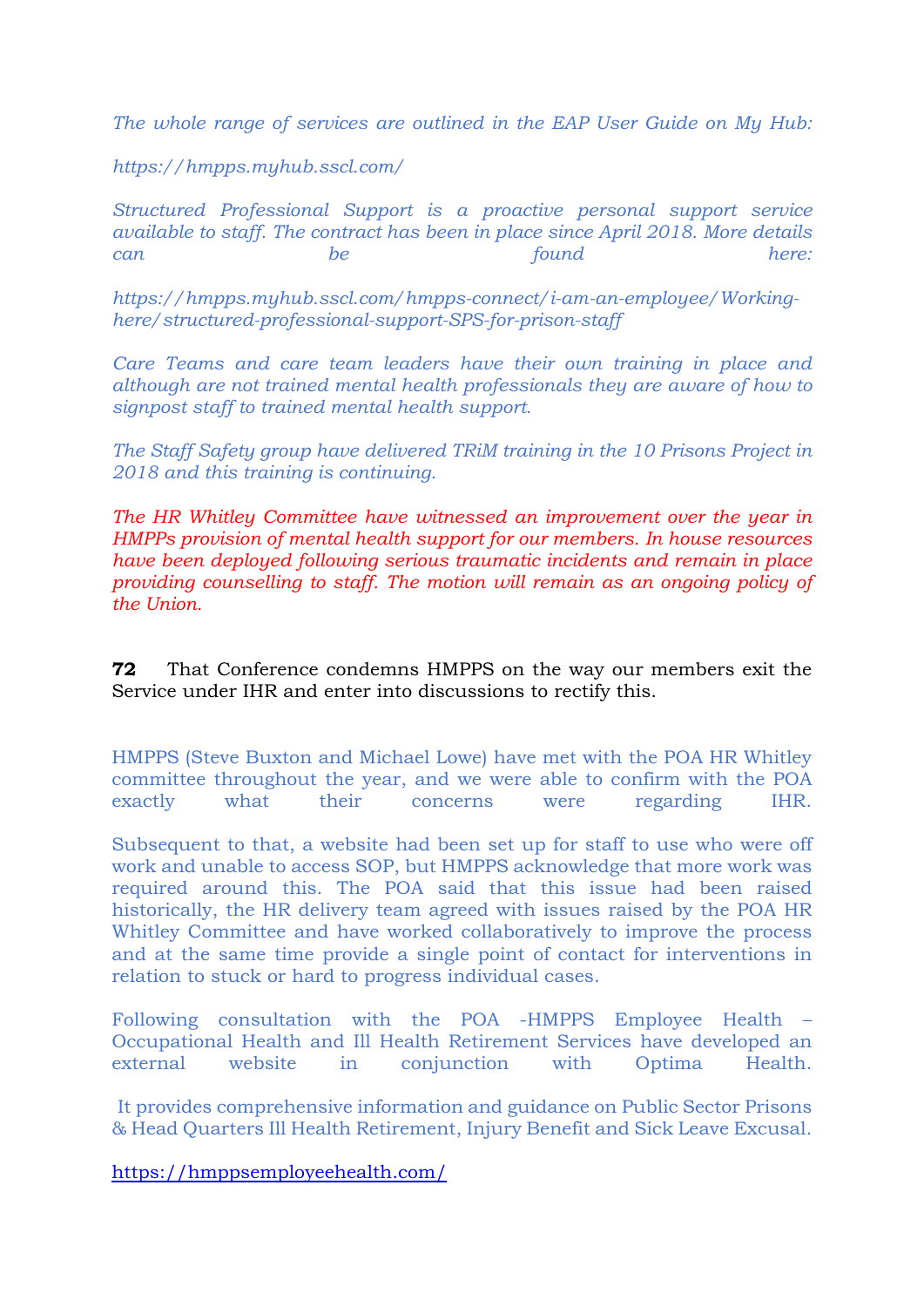*The whole range of services are outlined in the EAP User Guide on My Hub:*

*https://hmpps.myhub.sscl.com/*

*Structured Professional Support is a proactive personal support service available to staff. The contract has been in place since April 2018. More details can be found here:*

*https://hmpps.myhub.sscl.com/hmpps-connect/i-am-an-employee/Working-here/structured-professional-support-SPS-for-prison-staff*

*Care Teams and care team leaders have their own training in place and although are not trained mental health professionals they are aware of how to signpost staff to trained mental health support.*

*The Staff Safety group have delivered TRiM training in the 10 Prisons Project in 2018 and this training is continuing.*

*The HR Whitley Committee have witnessed an improvement over the year in HMPPs provision of mental health support for our members. In house resources have been deployed following serious traumatic incidents and remain in place providing counselling to staff. The motion will remain as an ongoing policy of the Union.*

**72** That Conference condemns HMPPS on the way our members exit the Service under IHR and enter into discussions to rectify this.

HMPPS (Steve Buxton and Michael Lowe) have met with the POA HR Whitley committee throughout the year, and we were able to confirm with the POA exactly what their concerns were regarding IHR.

Subsequent to that, a website had been set up for staff to use who were off work and unable to access SOP, but HMPPS acknowledge that more work was required around this. The POA said that this issue had been raised historically, the HR delivery team agreed with issues raised by the POA HR Whitley Committee and have worked collaboratively to improve the process and at the same time provide a single point of contact for interventions in relation to stuck or hard to progress individual cases.

Following consultation with the POA -HMPPS Employee Health – Occupational Health and Ill Health Retirement Services have developed an external website in conjunction with Optima Health.

It provides comprehensive information and guidance on Public Sector Prisons & Head Quarters Ill Health Retirement, Injury Benefit and Sick Leave Excusal.

https://hmppsemployeehealth.com/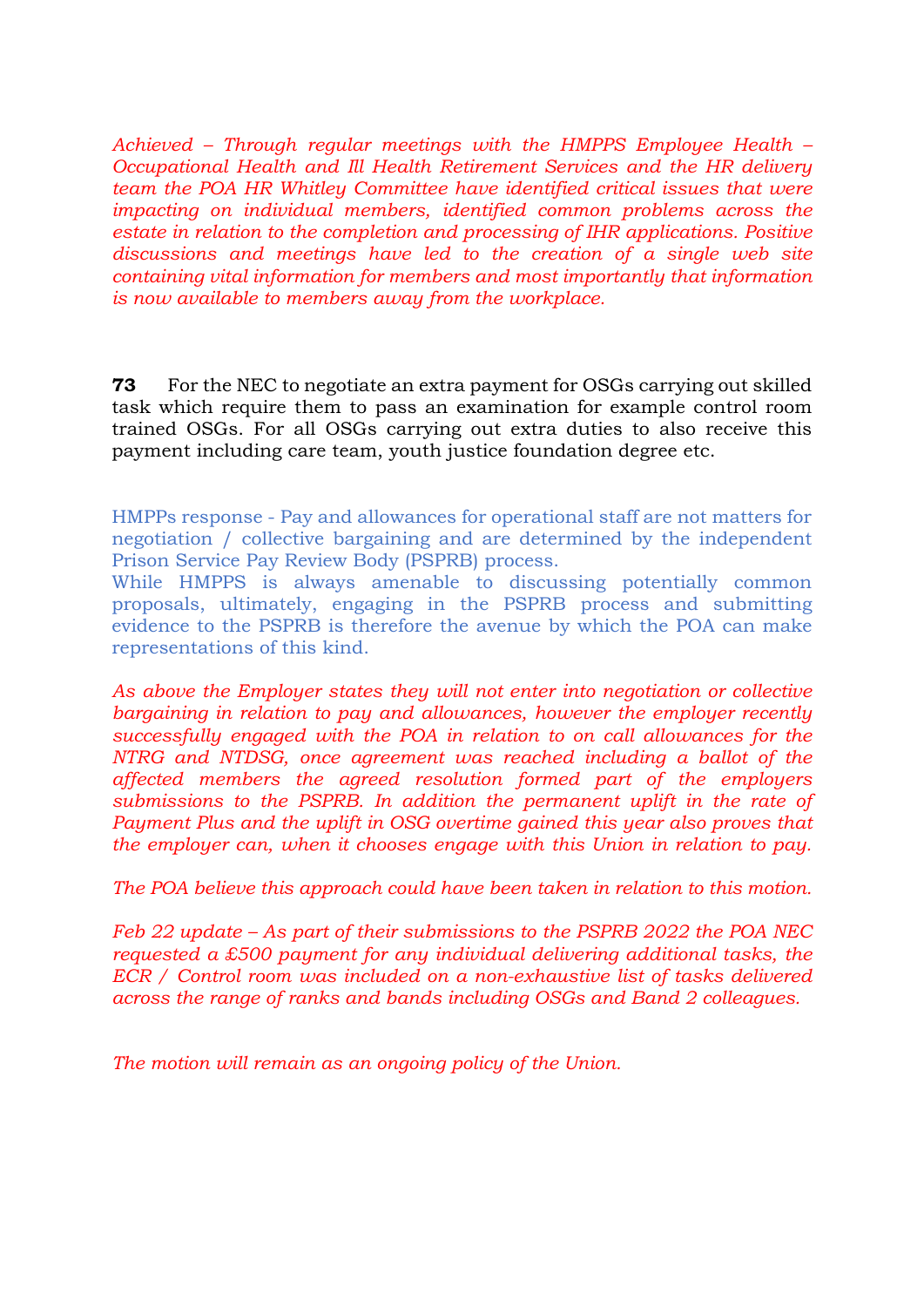*Achieved – Through regular meetings with the HMPPS Employee Health – Occupational Health and Ill Health Retirement Services and the HR delivery team the POA HR Whitley Committee have identified critical issues that were impacting on individual members, identified common problems across the estate in relation to the completion and processing of IHR applications. Positive discussions and meetings have led to the creation of a single web site containing vital information for members and most importantly that information is now available to members away from the workplace.*

**73** For the NEC to negotiate an extra payment for OSGs carrying out skilled task which require them to pass an examination for example control room trained OSGs. For all OSGs carrying out extra duties to also receive this payment including care team, youth justice foundation degree etc.

HMPPs response - Pay and allowances for operational staff are not matters for negotiation / collective bargaining and are determined by the independent Prison Service Pay Review Body (PSPRB) process.
While HMPPS is always amenable to discussing potentially common proposals, ultimately, engaging in the PSPRB process and submitting evidence to the PSPRB is therefore the avenue by which the POA can make representations of this kind.

*As above the Employer states they will not enter into negotiation or collective bargaining in relation to pay and allowances, however the employer recently successfully engaged with the POA in relation to on call allowances for the NTRG and NTDSG, once agreement was reached including a ballot of the affected members the agreed resolution formed part of the employers submissions to the PSPRB. In addition the permanent uplift in the rate of Payment Plus and the uplift in OSG overtime gained this year also proves that the employer can, when it chooses engage with this Union in relation to pay.*

*The POA believe this approach could have been taken in relation to this motion.*

*Feb 22 update – As part of their submissions to the PSPRB 2022 the POA NEC requested a £500 payment for any individual delivering additional tasks, the ECR / Control room was included on a non-exhaustive list of tasks delivered across the range of ranks and bands including OSGs and Band 2 colleagues.*

*The motion will remain as an ongoing policy of the Union.*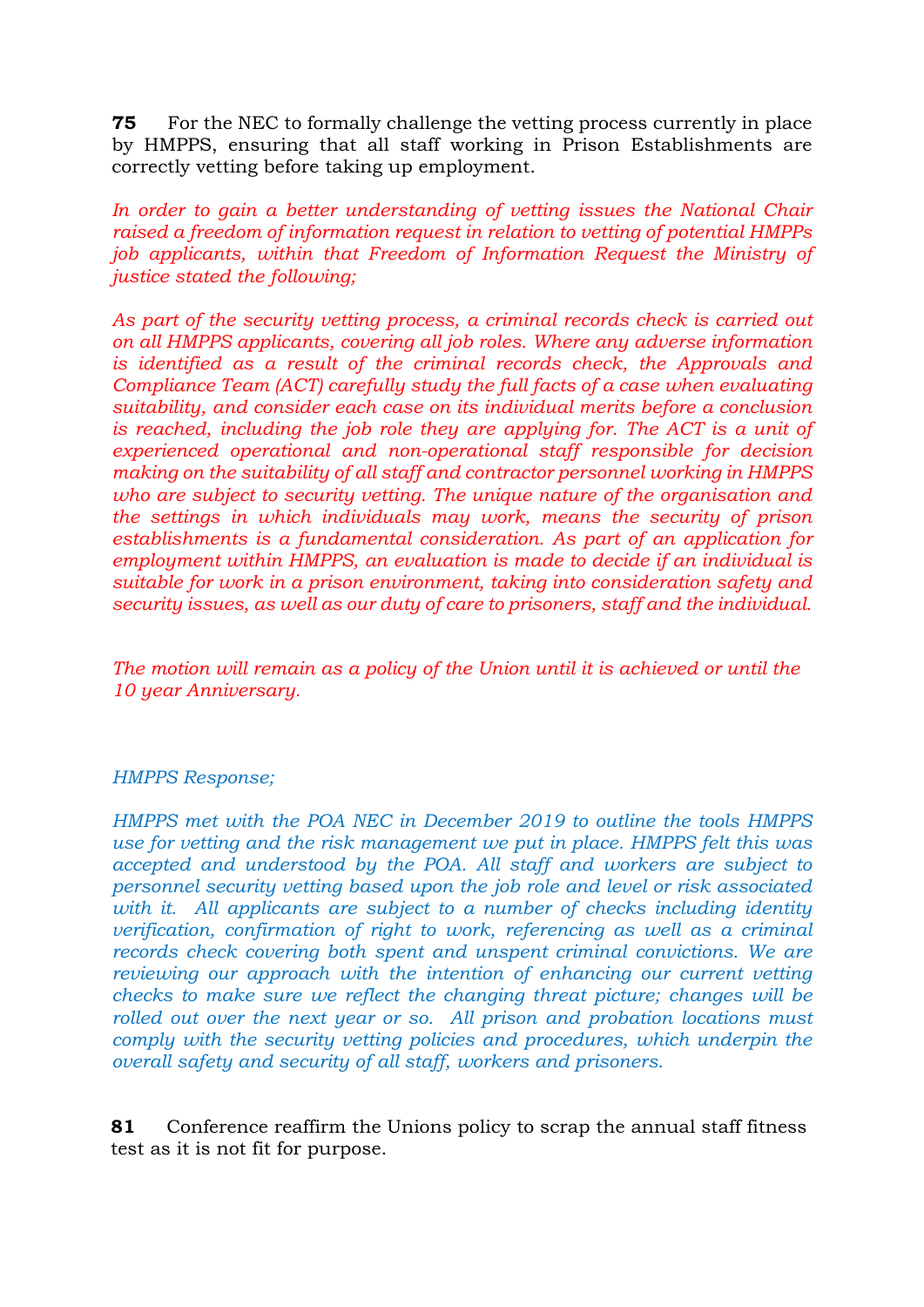**75** For the NEC to formally challenge the vetting process currently in place by HMPPS, ensuring that all staff working in Prison Establishments are correctly vetting before taking up employment.

*In order to gain a better understanding of vetting issues the National Chair raised a freedom of information request in relation to vetting of potential HMPPs job applicants, within that Freedom of Information Request the Ministry of justice stated the following;*

*As part of the security vetting process, a criminal records check is carried out on all HMPPS applicants, covering all job roles. Where any adverse information is identified as a result of the criminal records check, the Approvals and Compliance Team (ACT) carefully study the full facts of a case when evaluating suitability, and consider each case on its individual merits before a conclusion is reached, including the job role they are applying for. The ACT is a unit of experienced operational and non-operational staff responsible for decision making on the suitability of all staff and contractor personnel working in HMPPS who are subject to security vetting. The unique nature of the organisation and the settings in which individuals may work, means the security of prison establishments is a fundamental consideration. As part of an application for employment within HMPPS, an evaluation is made to decide if an individual is suitable for work in a prison environment, taking into consideration safety and security issues, as well as our duty of care to prisoners, staff and the individual.*

*The motion will remain as a policy of the Union until it is achieved or until the 10 year Anniversary.*

*HMPPS Response;*

*HMPPS met with the POA NEC in December 2019 to outline the tools HMPPS use for vetting and the risk management we put in place. HMPPS felt this was accepted and understood by the POA. All staff and workers are subject to personnel security vetting based upon the job role and level or risk associated with it. All applicants are subject to a number of checks including identity verification, confirmation of right to work, referencing as well as a criminal records check covering both spent and unspent criminal convictions. We are reviewing our approach with the intention of enhancing our current vetting checks to make sure we reflect the changing threat picture; changes will be rolled out over the next year or so. All prison and probation locations must comply with the security vetting policies and procedures, which underpin the overall safety and security of all staff, workers and prisoners.*

**81** Conference reaffirm the Unions policy to scrap the annual staff fitness test as it is not fit for purpose.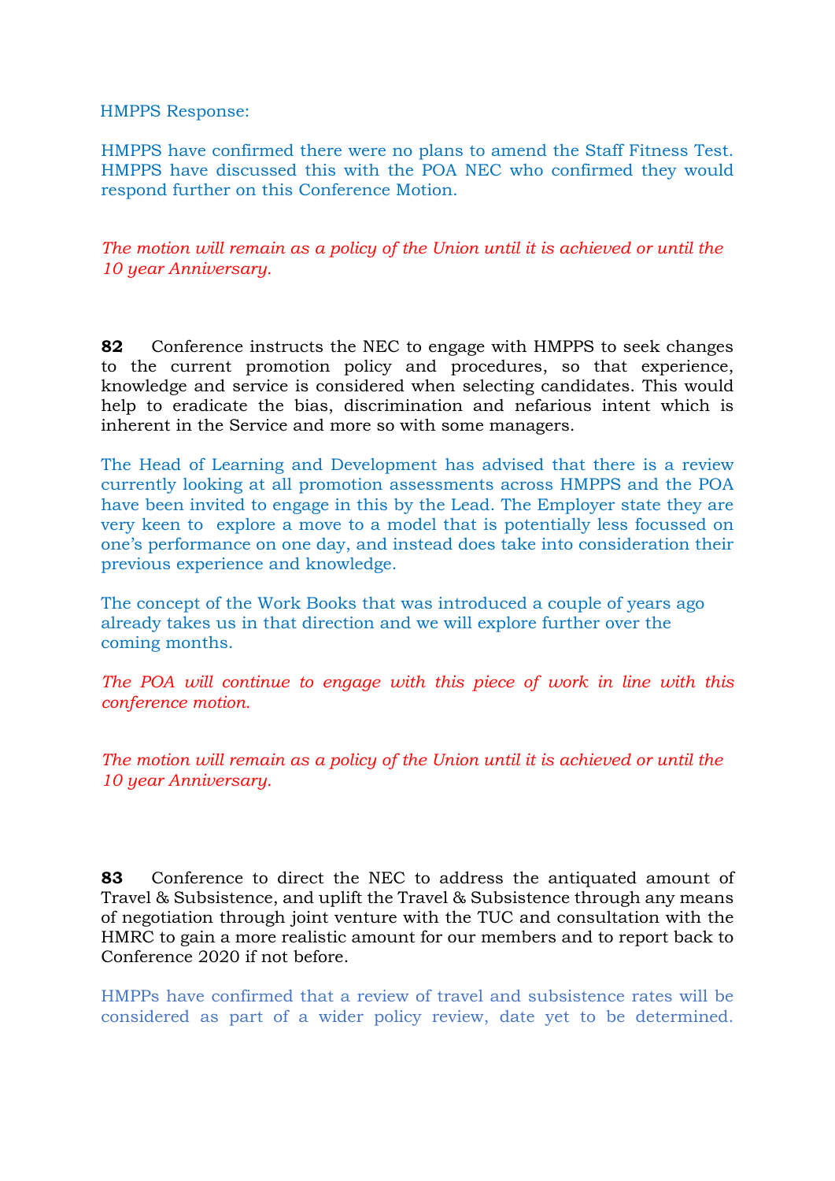HMPPS Response:

HMPPS have confirmed there were no plans to amend the Staff Fitness Test. HMPPS have discussed this with the POA NEC who confirmed they would respond further on this Conference Motion.

*The motion will remain as a policy of the Union until it is achieved or until the 10 year Anniversary.*

**82** Conference instructs the NEC to engage with HMPPS to seek changes to the current promotion policy and procedures, so that experience, knowledge and service is considered when selecting candidates. This would help to eradicate the bias, discrimination and nefarious intent which is inherent in the Service and more so with some managers.

The Head of Learning and Development has advised that there is a review currently looking at all promotion assessments across HMPPS and the POA have been invited to engage in this by the Lead. The Employer state they are very keen to explore a move to a model that is potentially less focussed on one's performance on one day, and instead does take into consideration their previous experience and knowledge.

The concept of the Work Books that was introduced a couple of years ago already takes us in that direction and we will explore further over the coming months.

*The POA will continue to engage with this piece of work in line with this conference motion.*

*The motion will remain as a policy of the Union until it is achieved or until the 10 year Anniversary.*

**83** Conference to direct the NEC to address the antiquated amount of Travel & Subsistence, and uplift the Travel & Subsistence through any means of negotiation through joint venture with the TUC and consultation with the HMRC to gain a more realistic amount for our members and to report back to Conference 2020 if not before.

HMPPs have confirmed that a review of travel and subsistence rates will be considered as part of a wider policy review, date yet to be determined.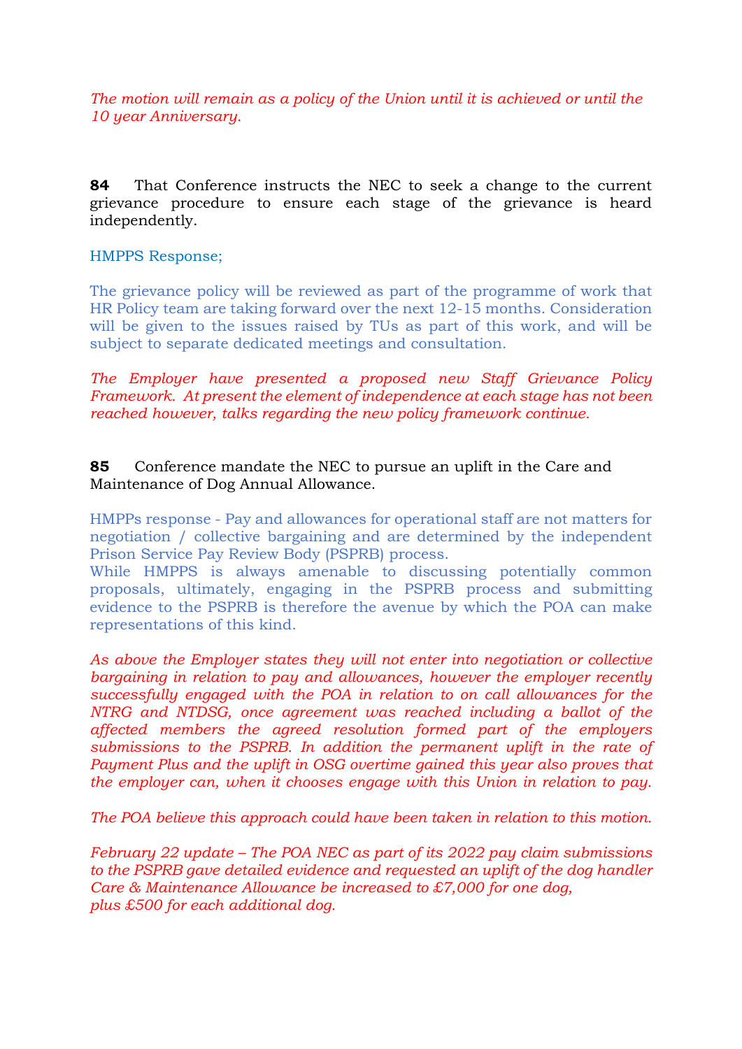*The motion will remain as a policy of the Union until it is achieved or until the 10 year Anniversary.*

**84** That Conference instructs the NEC to seek a change to the current grievance procedure to ensure each stage of the grievance is heard independently.

HMPPS Response;

The grievance policy will be reviewed as part of the programme of work that HR Policy team are taking forward over the next 12-15 months. Consideration will be given to the issues raised by TUs as part of this work, and will be subject to separate dedicated meetings and consultation.

*The Employer have presented a proposed new Staff Grievance Policy Framework. At present the element of independence at each stage has not been reached however, talks regarding the new policy framework continue.*

**85** Conference mandate the NEC to pursue an uplift in the Care and Maintenance of Dog Annual Allowance.

HMPPs response - Pay and allowances for operational staff are not matters for negotiation / collective bargaining and are determined by the independent Prison Service Pay Review Body (PSPRB) process.
While HMPPS is always amenable to discussing potentially common proposals, ultimately, engaging in the PSPRB process and submitting evidence to the PSPRB is therefore the avenue by which the POA can make representations of this kind.

*As above the Employer states they will not enter into negotiation or collective bargaining in relation to pay and allowances, however the employer recently successfully engaged with the POA in relation to on call allowances for the NTRG and NTDSG, once agreement was reached including a ballot of the affected members the agreed resolution formed part of the employers submissions to the PSPRB. In addition the permanent uplift in the rate of Payment Plus and the uplift in OSG overtime gained this year also proves that the employer can, when it chooses engage with this Union in relation to pay.*

*The POA believe this approach could have been taken in relation to this motion.*

*February 22 update – The POA NEC as part of its 2022 pay claim submissions to the PSPRB gave detailed evidence and requested an uplift of the dog handler Care & Maintenance Allowance be increased to £7,000 for one dog, plus £500 for each additional dog.*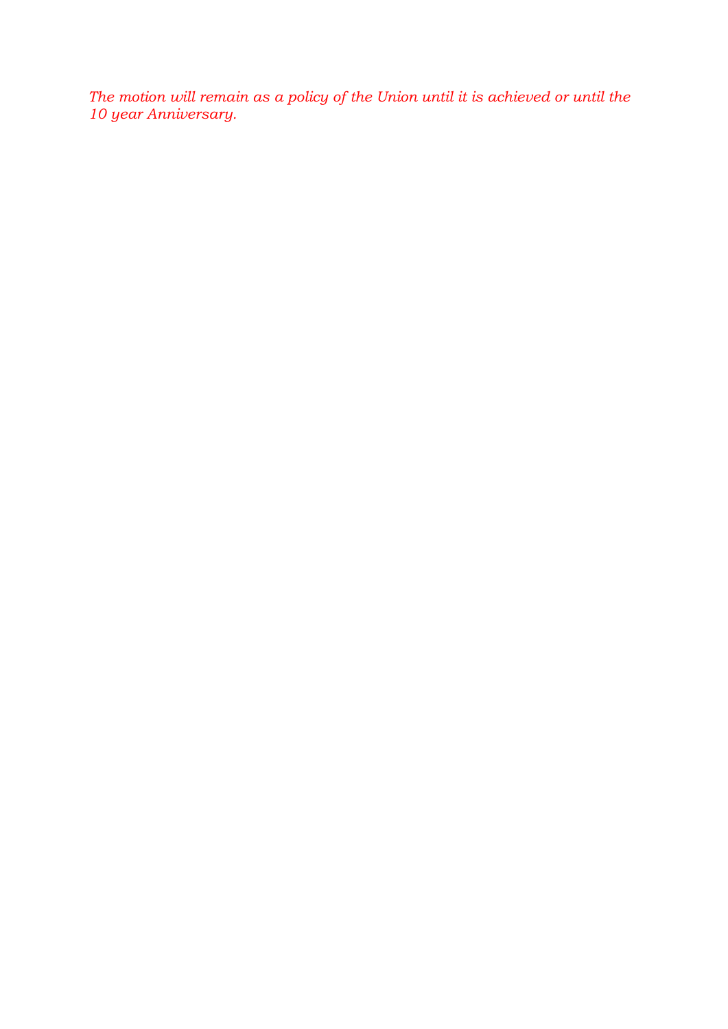*The motion will remain as a policy of the Union until it is achieved or until the 10 year Anniversary.*